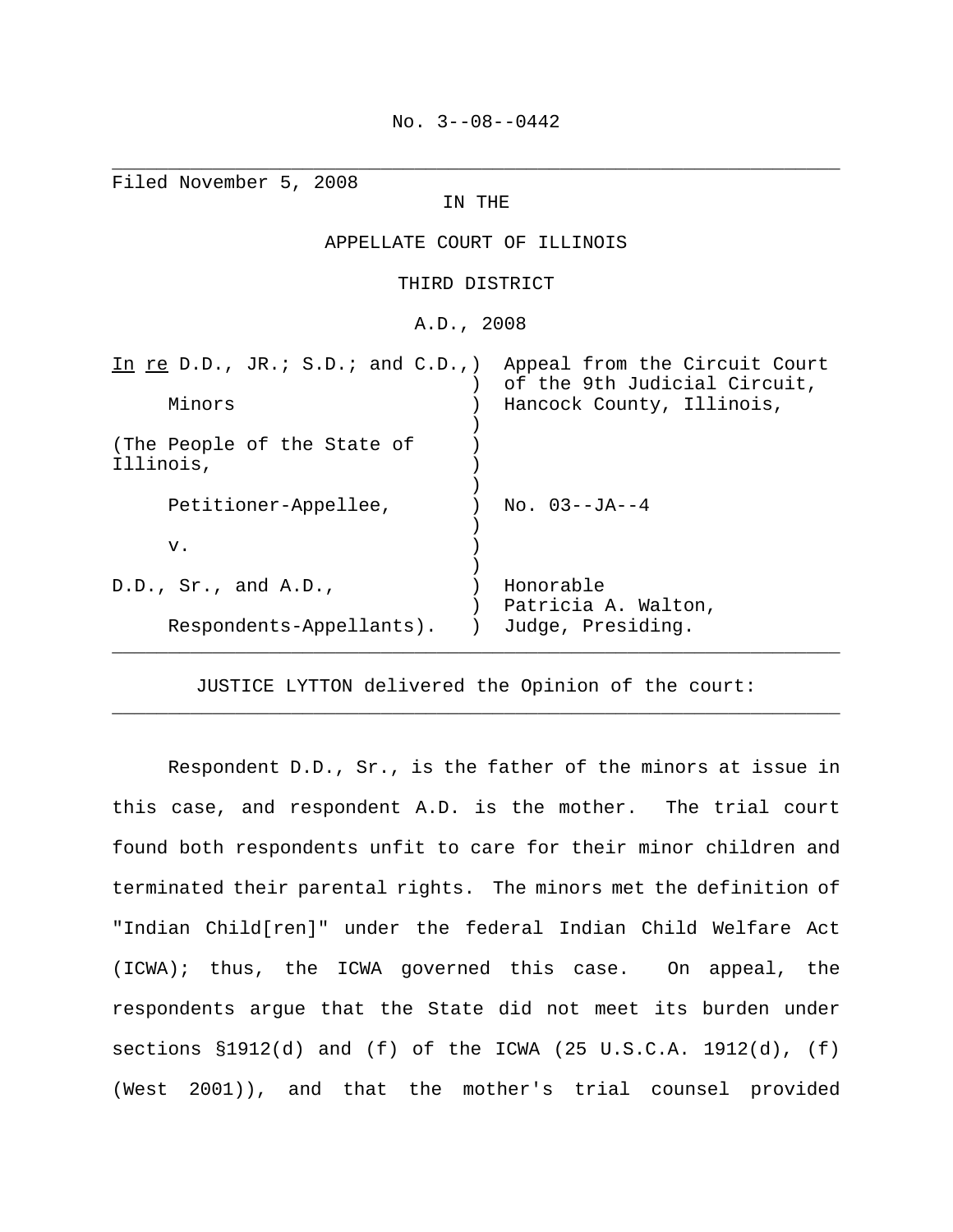No. 3--08--0442

---

Filed November 5, 2008

IN THE

APPELLATE COURT OF ILLINOIS

THIRD DISTRICT

A.D., 2008

| | | |
|---|---|---|
| *In re* D.D., JR.; S.D.; and C.D., Minors | ) | Appeal from the Circuit Court of the 9th Judicial Circuit, Hancock County, Illinois, |
| (The People of the State of Illinois, | ) | |
| Petitioner-Appellee, | ) | No. 03--JA--4 |
| v. | ) | |
| D.D., Sr., and A.D., | ) | Honorable Patricia A. Walton, |
| Respondents-Appellants). | ) | Judge, Presiding. |

---

JUSTICE LYTTON delivered the Opinion of the court:

---

Respondent D.D., Sr., is the father of the minors at issue in this case, and respondent A.D. is the mother. The trial court found both respondents unfit to care for their minor children and terminated their parental rights. The minors met the definition of "Indian Child[ren]" under the federal Indian Child Welfare Act (ICWA); thus, the ICWA governed this case. On appeal, the respondents argue that the State did not meet its burden under sections §1912(d) and (f) of the ICWA (25 U.S.C.A. 1912(d), (f) (West 2001)), and that the mother's trial counsel provided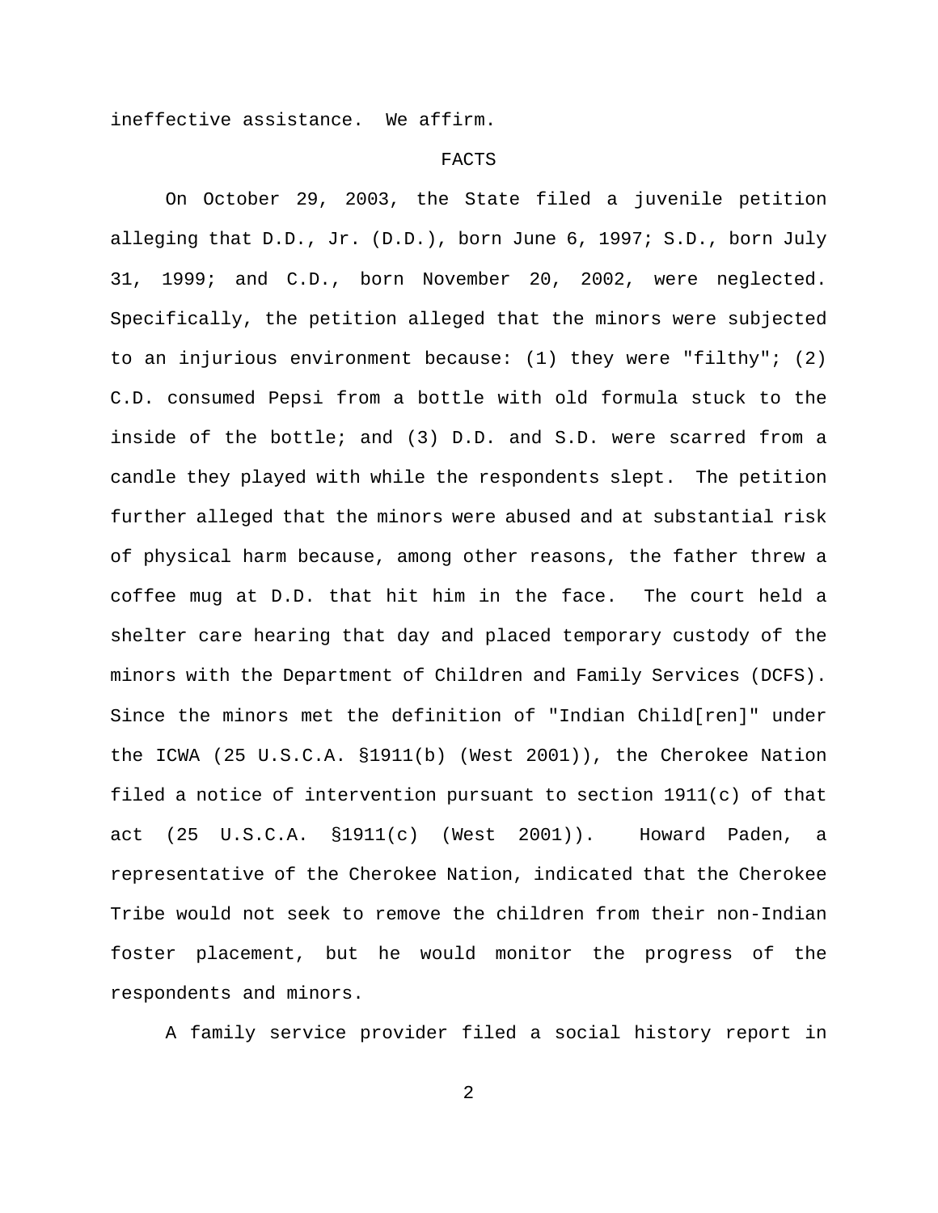ineffective assistance. We affirm.

## FACTS

On October 29, 2003, the State filed a juvenile petition alleging that D.D., Jr. (D.D.), born June 6, 1997; S.D., born July 31, 1999; and C.D., born November 20, 2002, were neglected. Specifically, the petition alleged that the minors were subjected to an injurious environment because: (1) they were "filthy"; (2) C.D. consumed Pepsi from a bottle with old formula stuck to the inside of the bottle; and (3) D.D. and S.D. were scarred from a candle they played with while the respondents slept. The petition further alleged that the minors were abused and at substantial risk of physical harm because, among other reasons, the father threw a coffee mug at D.D. that hit him in the face. The court held a shelter care hearing that day and placed temporary custody of the minors with the Department of Children and Family Services (DCFS). Since the minors met the definition of "Indian Child[ren]" under the ICWA (25 U.S.C.A. §1911(b) (West 2001)), the Cherokee Nation filed a notice of intervention pursuant to section 1911(c) of that act (25 U.S.C.A. §1911(c) (West 2001)). Howard Paden, a representative of the Cherokee Nation, indicated that the Cherokee Tribe would not seek to remove the children from their non-Indian foster placement, but he would monitor the progress of the respondents and minors.

A family service provider filed a social history report in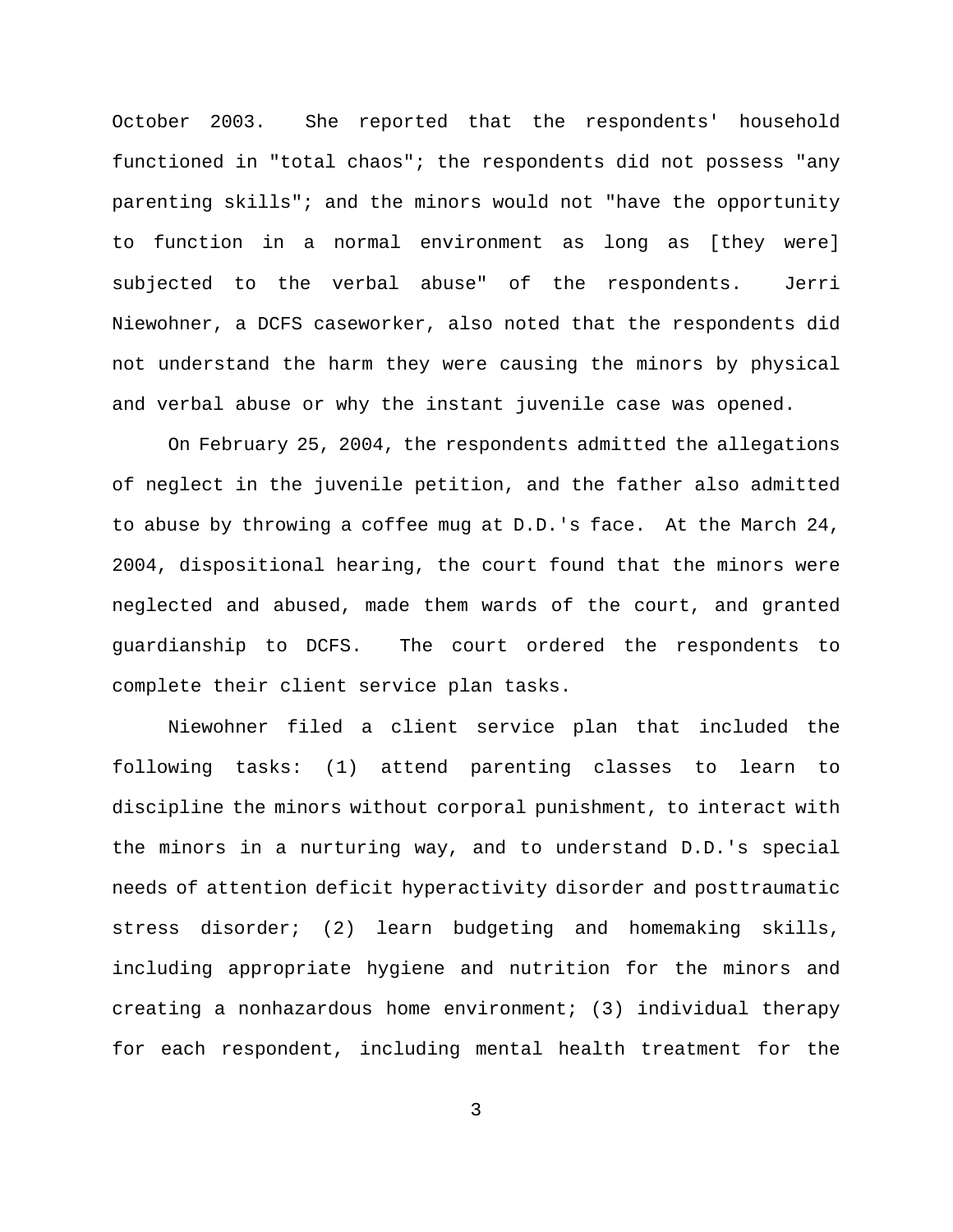October 2003. She reported that the respondents' household functioned in "total chaos"; the respondents did not possess "any parenting skills"; and the minors would not "have the opportunity to function in a normal environment as long as [they were] subjected to the verbal abuse" of the respondents. Jerri Niewohner, a DCFS caseworker, also noted that the respondents did not understand the harm they were causing the minors by physical and verbal abuse or why the instant juvenile case was opened.

On February 25, 2004, the respondents admitted the allegations of neglect in the juvenile petition, and the father also admitted to abuse by throwing a coffee mug at D.D.'s face. At the March 24, 2004, dispositional hearing, the court found that the minors were neglected and abused, made them wards of the court, and granted guardianship to DCFS. The court ordered the respondents to complete their client service plan tasks.

Niewohner filed a client service plan that included the following tasks: (1) attend parenting classes to learn to discipline the minors without corporal punishment, to interact with the minors in a nurturing way, and to understand D.D.'s special needs of attention deficit hyperactivity disorder and posttraumatic stress disorder; (2) learn budgeting and homemaking skills, including appropriate hygiene and nutrition for the minors and creating a nonhazardous home environment; (3) individual therapy for each respondent, including mental health treatment for the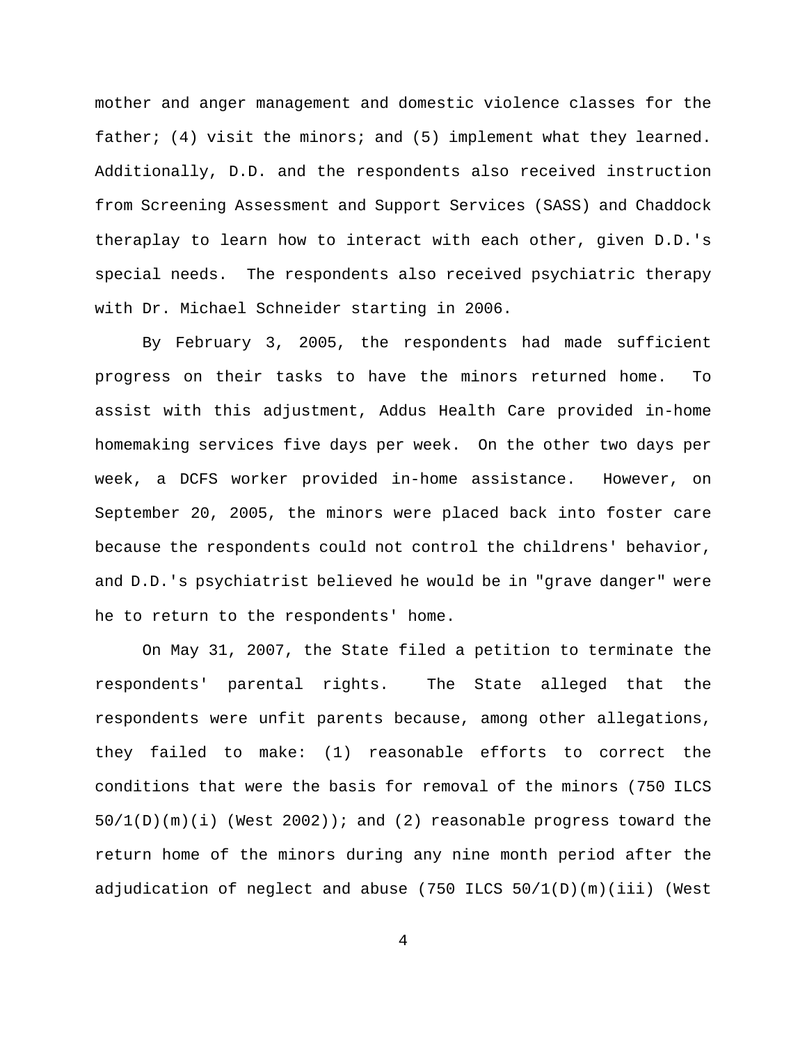mother and anger management and domestic violence classes for the father; (4) visit the minors; and (5) implement what they learned. Additionally, D.D. and the respondents also received instruction from Screening Assessment and Support Services (SASS) and Chaddock theraplay to learn how to interact with each other, given D.D.'s special needs. The respondents also received psychiatric therapy with Dr. Michael Schneider starting in 2006.

By February 3, 2005, the respondents had made sufficient progress on their tasks to have the minors returned home. To assist with this adjustment, Addus Health Care provided in-home homemaking services five days per week. On the other two days per week, a DCFS worker provided in-home assistance. However, on September 20, 2005, the minors were placed back into foster care because the respondents could not control the childrens' behavior, and D.D.'s psychiatrist believed he would be in "grave danger" were he to return to the respondents' home.

On May 31, 2007, the State filed a petition to terminate the respondents' parental rights. The State alleged that the respondents were unfit parents because, among other allegations, they failed to make: (1) reasonable efforts to correct the conditions that were the basis for removal of the minors (750 ILCS 50/1(D)(m)(i) (West 2002)); and (2) reasonable progress toward the return home of the minors during any nine month period after the adjudication of neglect and abuse (750 ILCS 50/1(D)(m)(iii) (West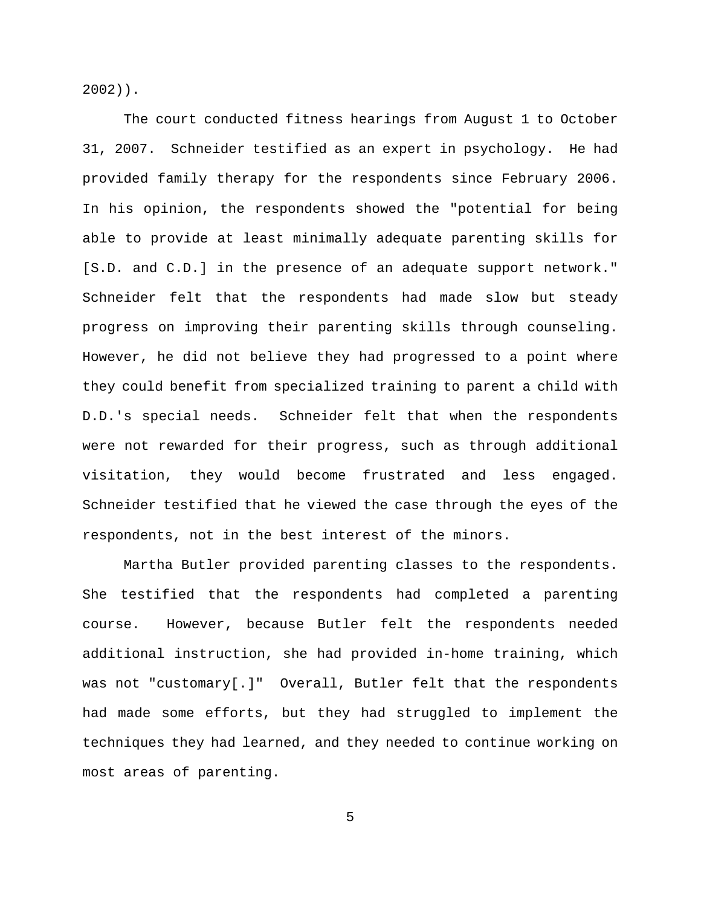2002)).

The court conducted fitness hearings from August 1 to October 31, 2007. Schneider testified as an expert in psychology. He had provided family therapy for the respondents since February 2006. In his opinion, the respondents showed the "potential for being able to provide at least minimally adequate parenting skills for [S.D. and C.D.] in the presence of an adequate support network." Schneider felt that the respondents had made slow but steady progress on improving their parenting skills through counseling. However, he did not believe they had progressed to a point where they could benefit from specialized training to parent a child with D.D.'s special needs. Schneider felt that when the respondents were not rewarded for their progress, such as through additional visitation, they would become frustrated and less engaged. Schneider testified that he viewed the case through the eyes of the respondents, not in the best interest of the minors.

Martha Butler provided parenting classes to the respondents. She testified that the respondents had completed a parenting course. However, because Butler felt the respondents needed additional instruction, she had provided in-home training, which was not "customary[.]" Overall, Butler felt that the respondents had made some efforts, but they had struggled to implement the techniques they had learned, and they needed to continue working on most areas of parenting.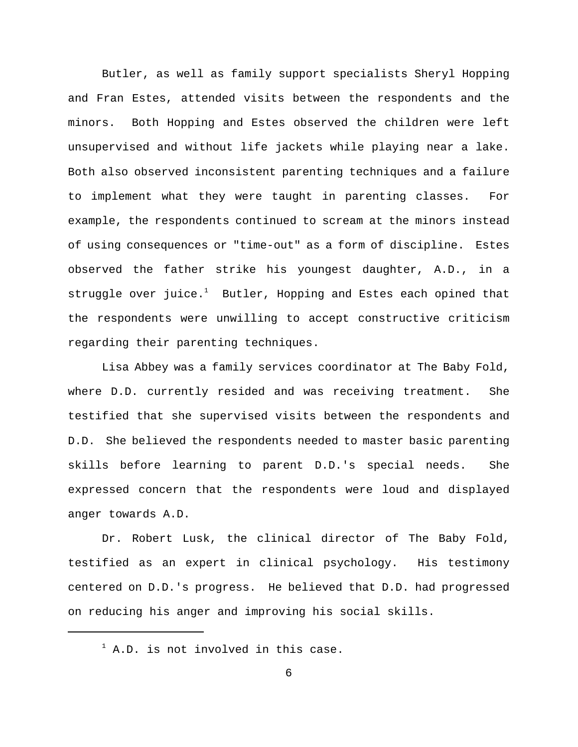Butler, as well as family support specialists Sheryl Hopping and Fran Estes, attended visits between the respondents and the minors. Both Hopping and Estes observed the children were left unsupervised and without life jackets while playing near a lake. Both also observed inconsistent parenting techniques and a failure to implement what they were taught in parenting classes. For example, the respondents continued to scream at the minors instead of using consequences or "time-out" as a form of discipline. Estes observed the father strike his youngest daughter, A.D., in a struggle over juice.[1] Butler, Hopping and Estes each opined that the respondents were unwilling to accept constructive criticism regarding their parenting techniques.

Lisa Abbey was a family services coordinator at The Baby Fold, where D.D. currently resided and was receiving treatment. She testified that she supervised visits between the respondents and D.D. She believed the respondents needed to master basic parenting skills before learning to parent D.D.'s special needs. She expressed concern that the respondents were loud and displayed anger towards A.D.

Dr. Robert Lusk, the clinical director of The Baby Fold, testified as an expert in clinical psychology. His testimony centered on D.D.'s progress. He believed that D.D. had progressed on reducing his anger and improving his social skills.

---

[1] A.D. is not involved in this case.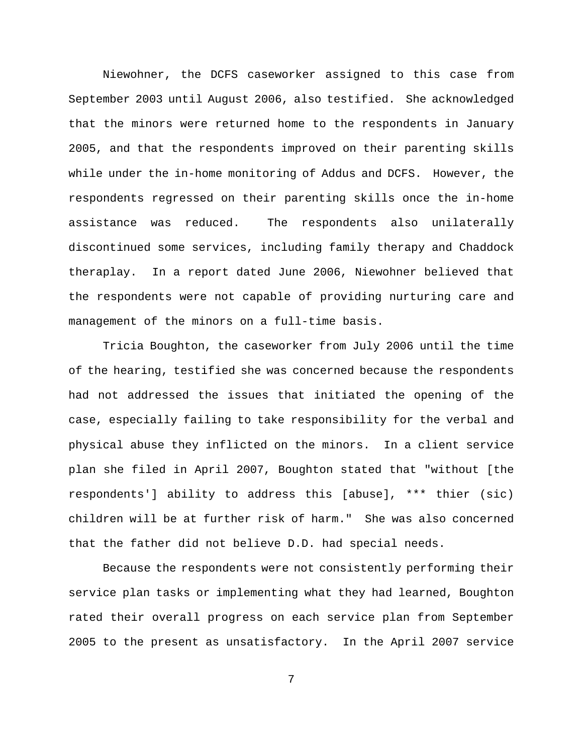Niewohner, the DCFS caseworker assigned to this case from September 2003 until August 2006, also testified. She acknowledged that the minors were returned home to the respondents in January 2005, and that the respondents improved on their parenting skills while under the in-home monitoring of Addus and DCFS. However, the respondents regressed on their parenting skills once the in-home assistance was reduced. The respondents also unilaterally discontinued some services, including family therapy and Chaddock theraplay. In a report dated June 2006, Niewohner believed that the respondents were not capable of providing nurturing care and management of the minors on a full-time basis.

Tricia Boughton, the caseworker from July 2006 until the time of the hearing, testified she was concerned because the respondents had not addressed the issues that initiated the opening of the case, especially failing to take responsibility for the verbal and physical abuse they inflicted on the minors. In a client service plan she filed in April 2007, Boughton stated that "without [the respondents'] ability to address this [abuse], *** thier (sic) children will be at further risk of harm." She was also concerned that the father did not believe D.D. had special needs.

Because the respondents were not consistently performing their service plan tasks or implementing what they had learned, Boughton rated their overall progress on each service plan from September 2005 to the present as unsatisfactory. In the April 2007 service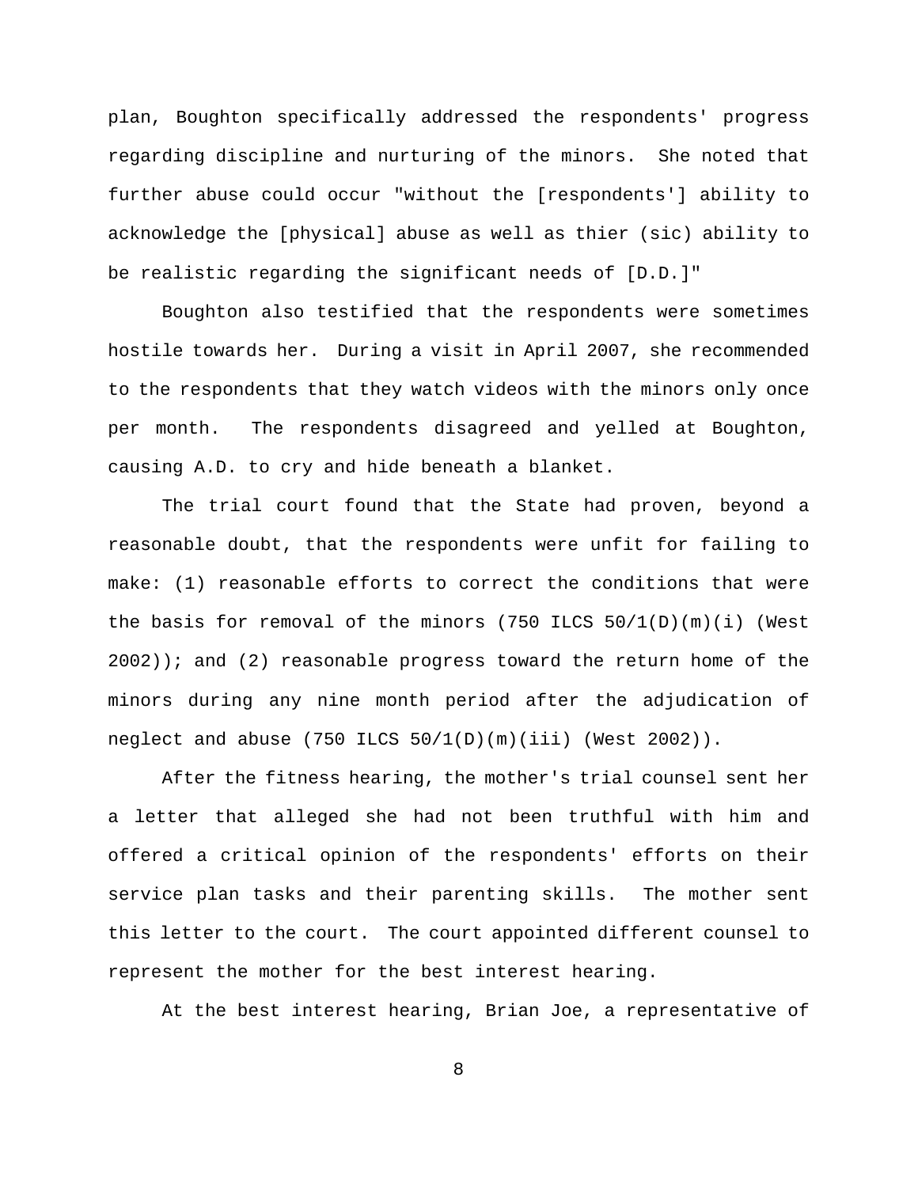plan, Boughton specifically addressed the respondents' progress regarding discipline and nurturing of the minors. She noted that further abuse could occur "without the [respondents'] ability to acknowledge the [physical] abuse as well as thier (sic) ability to be realistic regarding the significant needs of [D.D.]"

Boughton also testified that the respondents were sometimes hostile towards her. During a visit in April 2007, she recommended to the respondents that they watch videos with the minors only once per month. The respondents disagreed and yelled at Boughton, causing A.D. to cry and hide beneath a blanket.

The trial court found that the State had proven, beyond a reasonable doubt, that the respondents were unfit for failing to make: (1) reasonable efforts to correct the conditions that were the basis for removal of the minors (750 ILCS 50/1(D)(m)(i) (West 2002)); and (2) reasonable progress toward the return home of the minors during any nine month period after the adjudication of neglect and abuse (750 ILCS 50/1(D)(m)(iii) (West 2002)).

After the fitness hearing, the mother's trial counsel sent her a letter that alleged she had not been truthful with him and offered a critical opinion of the respondents' efforts on their service plan tasks and their parenting skills. The mother sent this letter to the court. The court appointed different counsel to represent the mother for the best interest hearing.

At the best interest hearing, Brian Joe, a representative of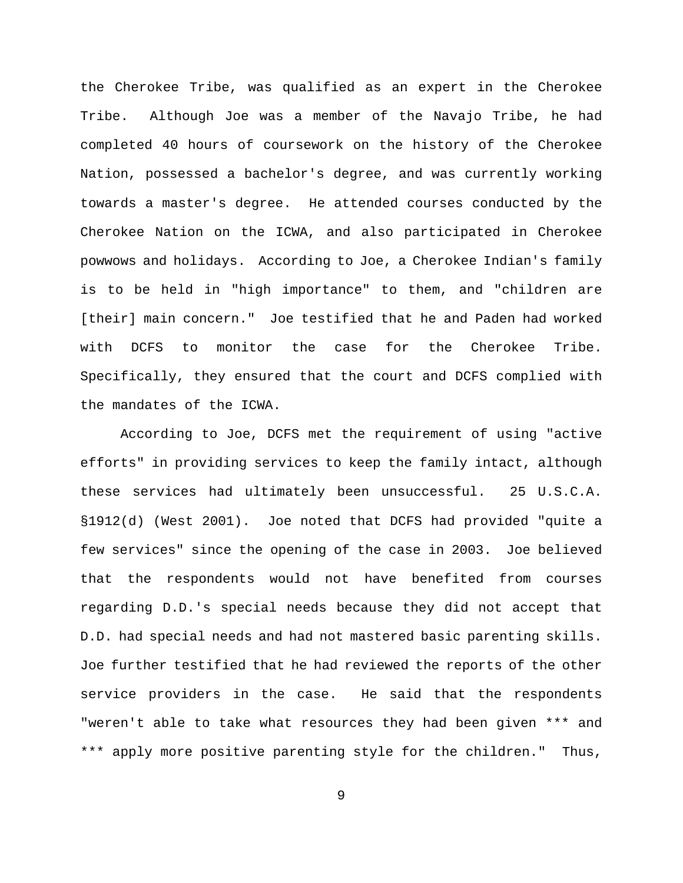the Cherokee Tribe, was qualified as an expert in the Cherokee Tribe. Although Joe was a member of the Navajo Tribe, he had completed 40 hours of coursework on the history of the Cherokee Nation, possessed a bachelor's degree, and was currently working towards a master's degree. He attended courses conducted by the Cherokee Nation on the ICWA, and also participated in Cherokee powwows and holidays. According to Joe, a Cherokee Indian's family is to be held in "high importance" to them, and "children are [their] main concern." Joe testified that he and Paden had worked with DCFS to monitor the case for the Cherokee Tribe. Specifically, they ensured that the court and DCFS complied with the mandates of the ICWA.

According to Joe, DCFS met the requirement of using "active efforts" in providing services to keep the family intact, although these services had ultimately been unsuccessful. 25 U.S.C.A. §1912(d) (West 2001). Joe noted that DCFS had provided "quite a few services" since the opening of the case in 2003. Joe believed that the respondents would not have benefited from courses regarding D.D.'s special needs because they did not accept that D.D. had special needs and had not mastered basic parenting skills. Joe further testified that he had reviewed the reports of the other service providers in the case. He said that the respondents "weren't able to take what resources they had been given *** and *** apply more positive parenting style for the children." Thus,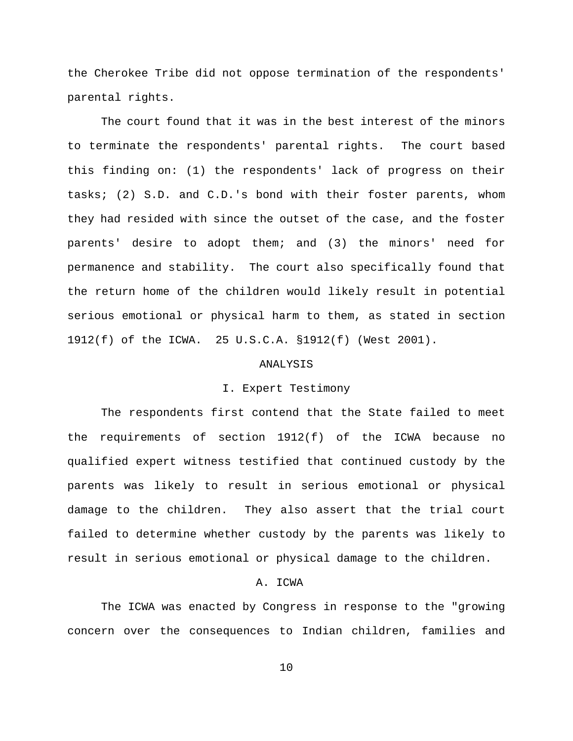the Cherokee Tribe did not oppose termination of the respondents' parental rights.

The court found that it was in the best interest of the minors to terminate the respondents' parental rights. The court based this finding on: (1) the respondents' lack of progress on their tasks; (2) S.D. and C.D.'s bond with their foster parents, whom they had resided with since the outset of the case, and the foster parents' desire to adopt them; and (3) the minors' need for permanence and stability. The court also specifically found that the return home of the children would likely result in potential serious emotional or physical harm to them, as stated in section 1912(f) of the ICWA. 25 U.S.C.A. §1912(f) (West 2001).

## ANALYSIS

### I. Expert Testimony

The respondents first contend that the State failed to meet the requirements of section 1912(f) of the ICWA because no qualified expert witness testified that continued custody by the parents was likely to result in serious emotional or physical damage to the children. They also assert that the trial court failed to determine whether custody by the parents was likely to result in serious emotional or physical damage to the children.

#### A. ICWA

The ICWA was enacted by Congress in response to the "growing concern over the consequences to Indian children, families and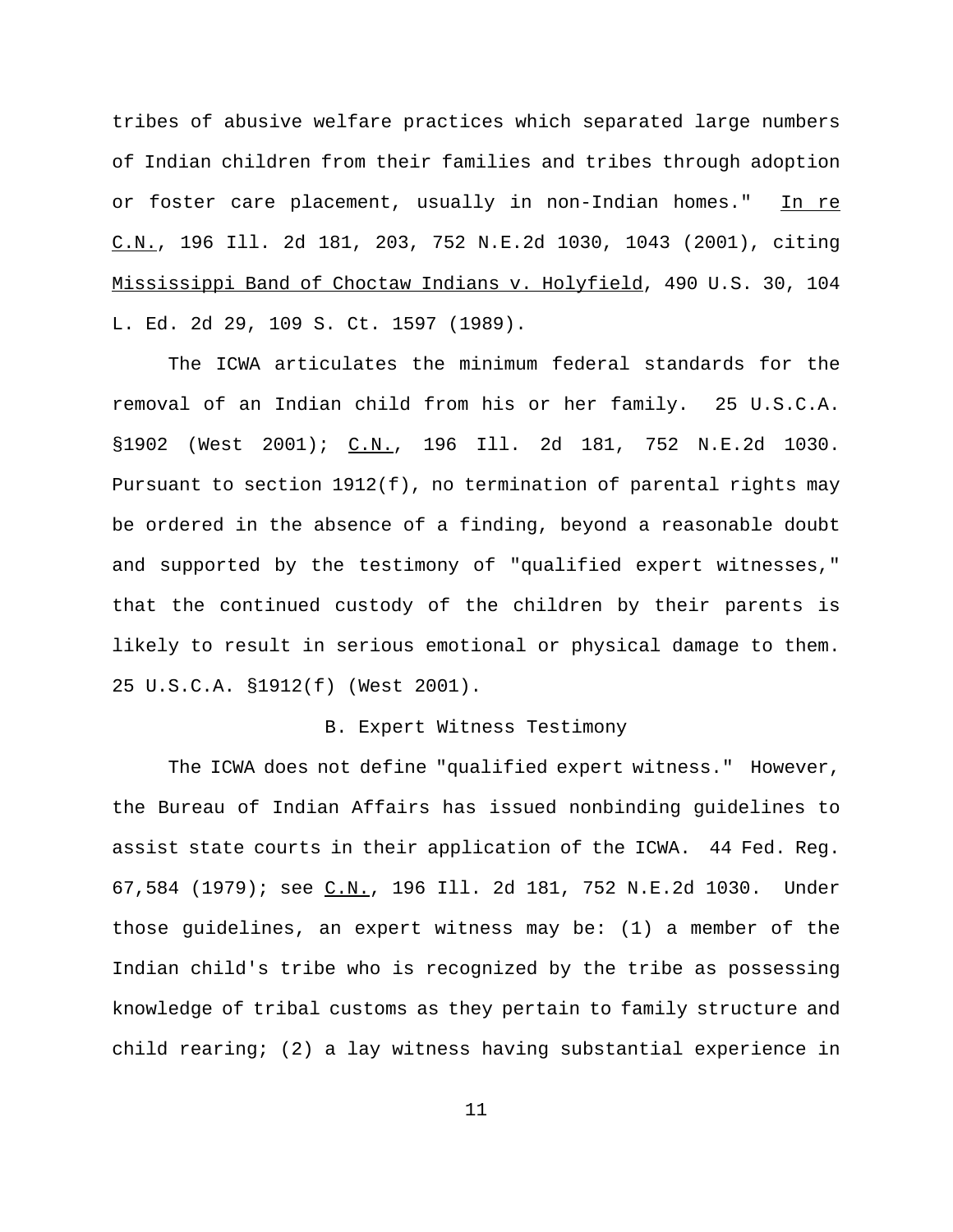tribes of abusive welfare practices which separated large numbers of Indian children from their families and tribes through adoption or foster care placement, usually in non-Indian homes." In re C.N., 196 Ill. 2d 181, 203, 752 N.E.2d 1030, 1043 (2001), citing Mississippi Band of Choctaw Indians v. Holyfield, 490 U.S. 30, 104 L. Ed. 2d 29, 109 S. Ct. 1597 (1989).

The ICWA articulates the minimum federal standards for the removal of an Indian child from his or her family. 25 U.S.C.A. §1902 (West 2001); C.N., 196 Ill. 2d 181, 752 N.E.2d 1030. Pursuant to section 1912(f), no termination of parental rights may be ordered in the absence of a finding, beyond a reasonable doubt and supported by the testimony of "qualified expert witnesses," that the continued custody of the children by their parents is likely to result in serious emotional or physical damage to them. 25 U.S.C.A. §1912(f) (West 2001).

B. Expert Witness Testimony

The ICWA does not define "qualified expert witness." However, the Bureau of Indian Affairs has issued nonbinding guidelines to assist state courts in their application of the ICWA. 44 Fed. Reg. 67,584 (1979); see C.N., 196 Ill. 2d 181, 752 N.E.2d 1030. Under those guidelines, an expert witness may be: (1) a member of the Indian child's tribe who is recognized by the tribe as possessing knowledge of tribal customs as they pertain to family structure and child rearing; (2) a lay witness having substantial experience in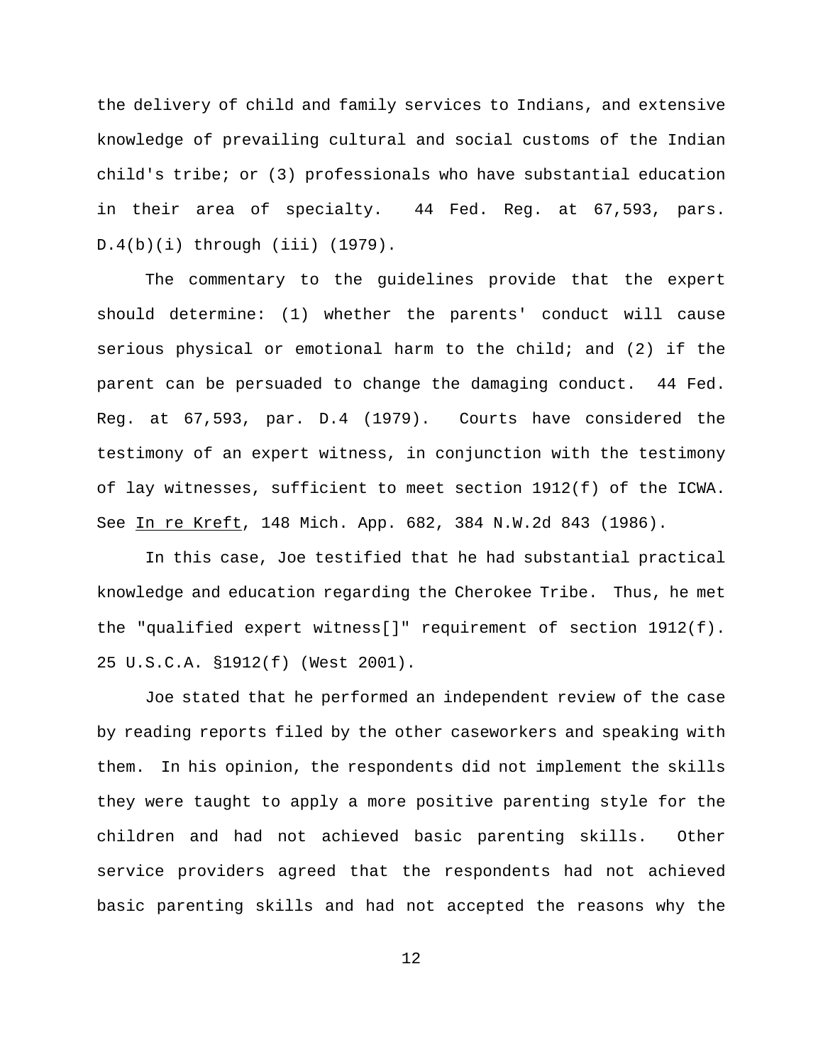the delivery of child and family services to Indians, and extensive knowledge of prevailing cultural and social customs of the Indian child's tribe; or (3) professionals who have substantial education in their area of specialty. 44 Fed. Reg. at 67,593, pars. D.4(b)(i) through (iii) (1979).

The commentary to the guidelines provide that the expert should determine: (1) whether the parents' conduct will cause serious physical or emotional harm to the child; and (2) if the parent can be persuaded to change the damaging conduct. 44 Fed. Reg. at 67,593, par. D.4 (1979). Courts have considered the testimony of an expert witness, in conjunction with the testimony of lay witnesses, sufficient to meet section 1912(f) of the ICWA. See In re Kreft, 148 Mich. App. 682, 384 N.W.2d 843 (1986).

In this case, Joe testified that he had substantial practical knowledge and education regarding the Cherokee Tribe. Thus, he met the "qualified expert witness[]" requirement of section 1912(f). 25 U.S.C.A. §1912(f) (West 2001).

Joe stated that he performed an independent review of the case by reading reports filed by the other caseworkers and speaking with them. In his opinion, the respondents did not implement the skills they were taught to apply a more positive parenting style for the children and had not achieved basic parenting skills. Other service providers agreed that the respondents had not achieved basic parenting skills and had not accepted the reasons why the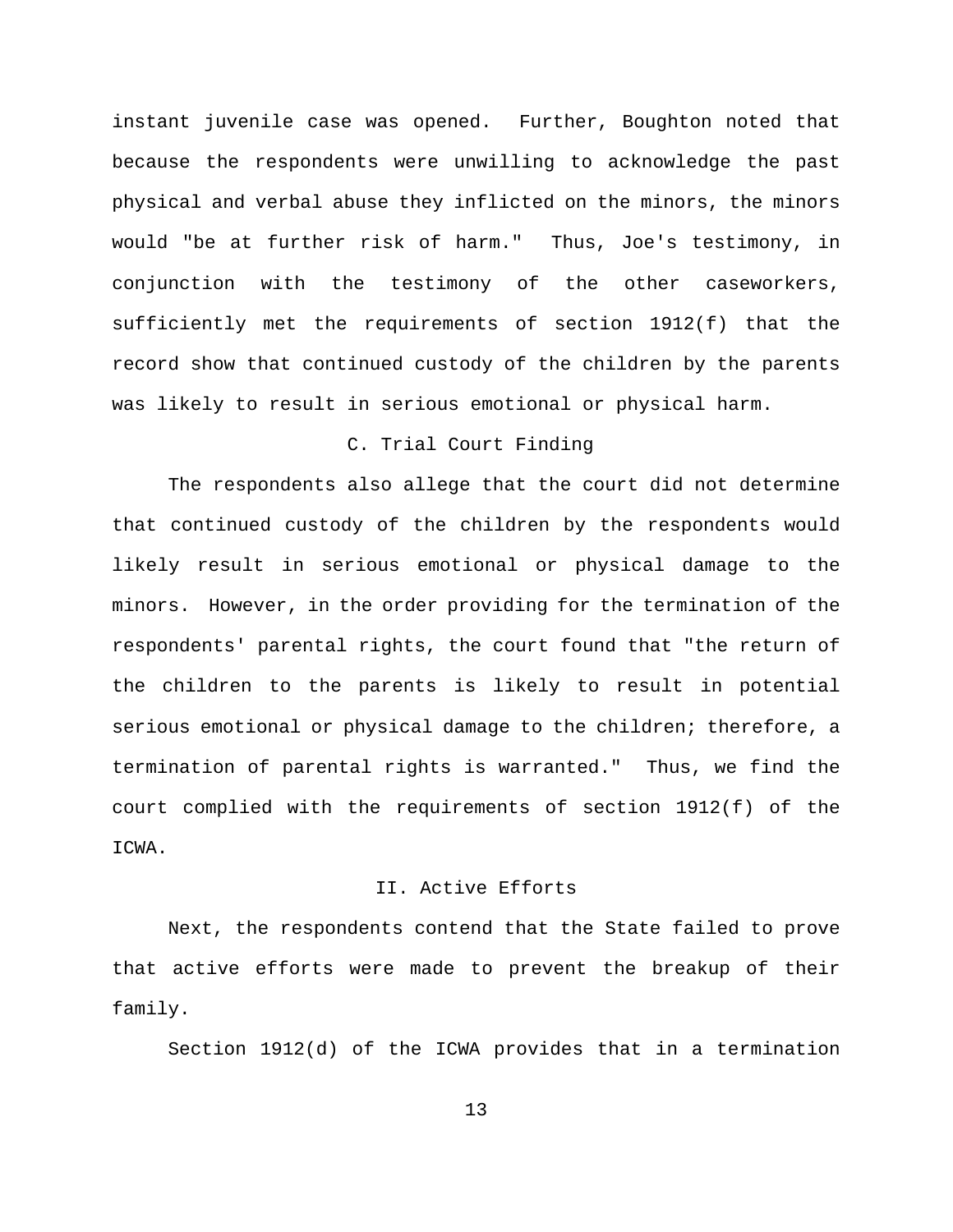instant juvenile case was opened. Further, Boughton noted that because the respondents were unwilling to acknowledge the past physical and verbal abuse they inflicted on the minors, the minors would "be at further risk of harm." Thus, Joe's testimony, in conjunction with the testimony of the other caseworkers, sufficiently met the requirements of section 1912(f) that the record show that continued custody of the children by the parents was likely to result in serious emotional or physical harm.

### C. Trial Court Finding

The respondents also allege that the court did not determine that continued custody of the children by the respondents would likely result in serious emotional or physical damage to the minors. However, in the order providing for the termination of the respondents' parental rights, the court found that "the return of the children to the parents is likely to result in potential serious emotional or physical damage to the children; therefore, a termination of parental rights is warranted." Thus, we find the court complied with the requirements of section 1912(f) of the ICWA.

## II. Active Efforts

Next, the respondents contend that the State failed to prove that active efforts were made to prevent the breakup of their family.

Section 1912(d) of the ICWA provides that in a termination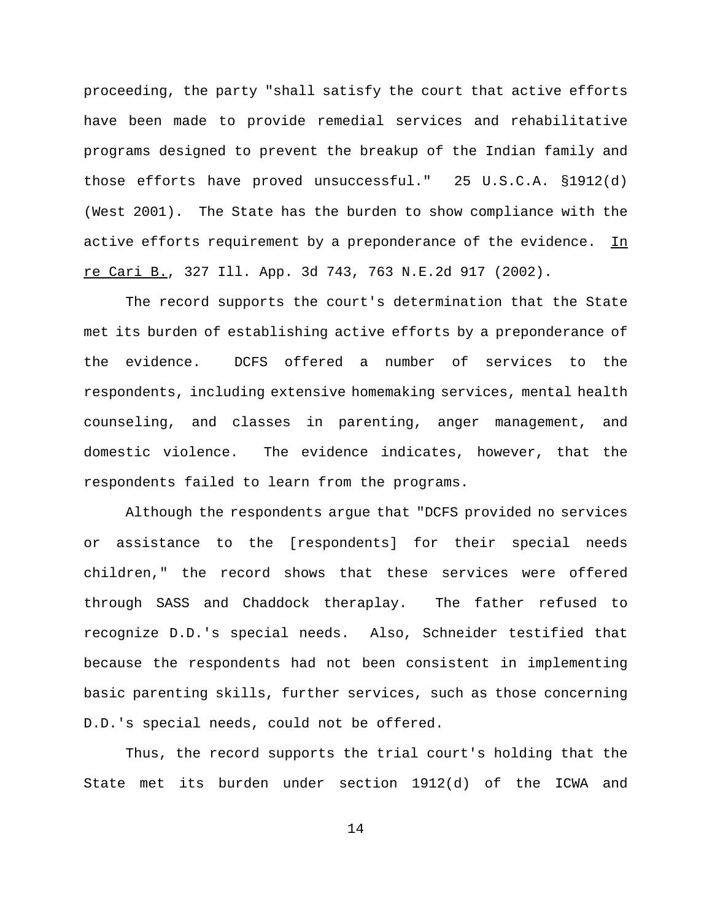proceeding, the party "shall satisfy the court that active efforts have been made to provide remedial services and rehabilitative programs designed to prevent the breakup of the Indian family and those efforts have proved unsuccessful." 25 U.S.C.A. §1912(d) (West 2001). The State has the burden to show compliance with the active efforts requirement by a preponderance of the evidence. In re Cari B., 327 Ill. App. 3d 743, 763 N.E.2d 917 (2002).

The record supports the court's determination that the State met its burden of establishing active efforts by a preponderance of the evidence. DCFS offered a number of services to the respondents, including extensive homemaking services, mental health counseling, and classes in parenting, anger management, and domestic violence. The evidence indicates, however, that the respondents failed to learn from the programs.

Although the respondents argue that "DCFS provided no services or assistance to the [respondents] for their special needs children," the record shows that these services were offered through SASS and Chaddock theraplay. The father refused to recognize D.D.'s special needs. Also, Schneider testified that because the respondents had not been consistent in implementing basic parenting skills, further services, such as those concerning D.D.'s special needs, could not be offered.

Thus, the record supports the trial court's holding that the State met its burden under section 1912(d) of the ICWA and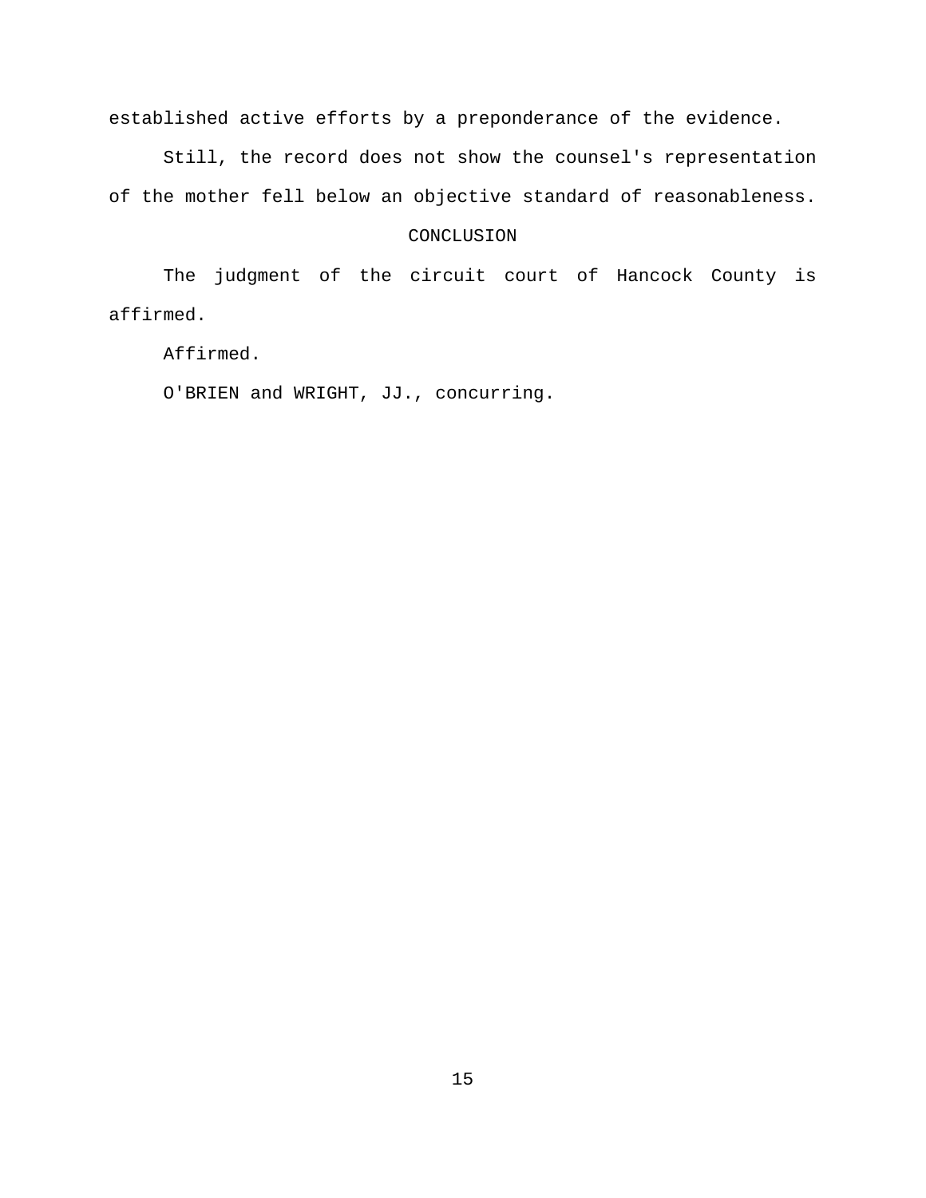established active efforts by a preponderance of the evidence.

Still, the record does not show the counsel's representation of the mother fell below an objective standard of reasonableness.

## CONCLUSION

The judgment of the circuit court of Hancock County is affirmed.

Affirmed.

O'BRIEN and WRIGHT, JJ., concurring.